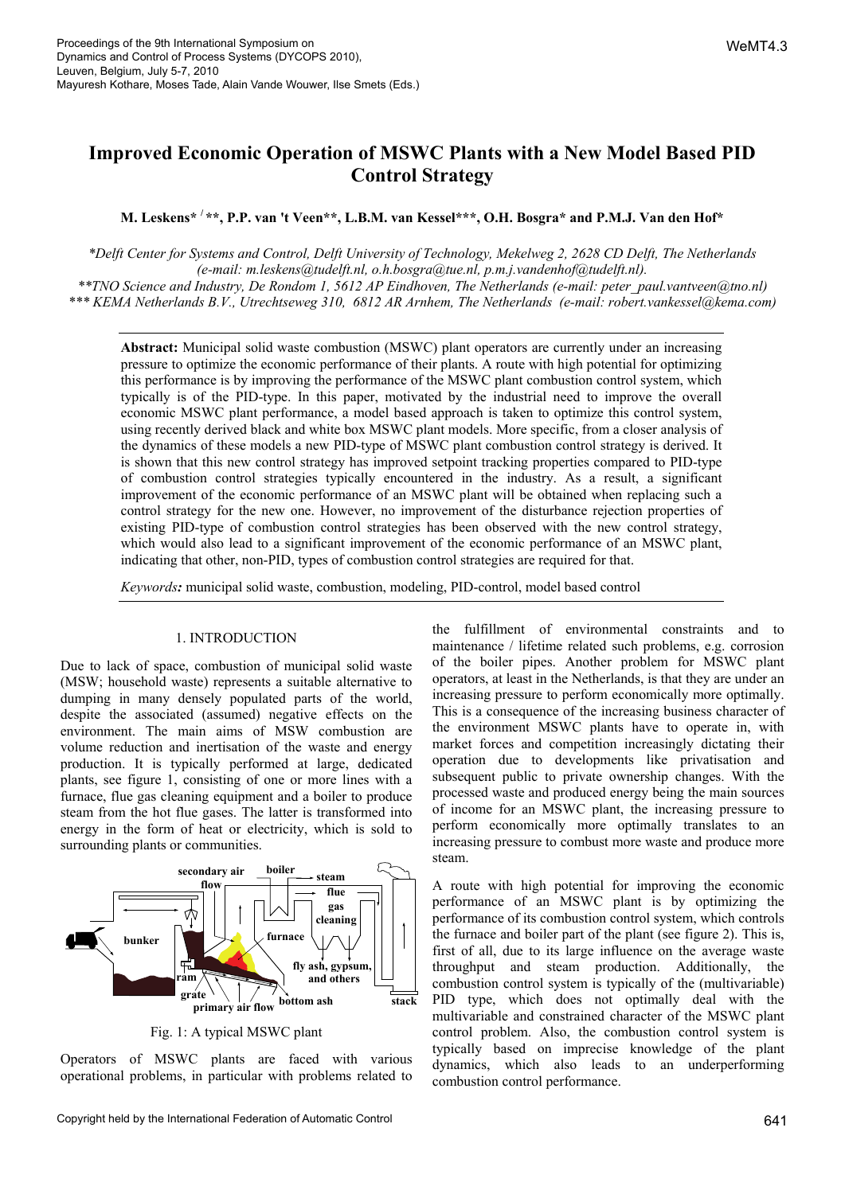# Improved Economic Operation of MSWC Plants with a New Model Based PID Control Strategy

**M. Leskens* / **, P.P. van 't Veen**, L.B.M. van Kessel***, O.H. Bosgra* and P.M.J. Van den Hof***

*Delft Center for Systems and Control, Delft University of Technology, Mekelweg 2, 2628 CD Delft, The Netherlands (e-mail: m.leskens@tudelft.nl, o.h.bosgra@tue.nl, p.m.j.vandenhof@tudelft.nl).*
*\*\*TNO Science and Industry, De Rondom 1, 5612 AP Eindhoven, The Netherlands (e-mail: peter_paul.vantveen@tno.nl)*
*\*\*\* KEMA Netherlands B.V., Utrechtseweg 310, 6812 AR Arnhem, The Netherlands (e-mail: robert.vankessel@kema.com)*

**Abstract:** Municipal solid waste combustion (MSWC) plant operators are currently under an increasing pressure to optimize the economic performance of their plants. A route with high potential for optimizing this performance is by improving the performance of the MSWC plant combustion control system, which typically is of the PID-type. In this paper, motivated by the industrial need to improve the overall economic MSWC plant performance, a model based approach is taken to optimize this control system, using recently derived black and white box MSWC plant models. More specific, from a closer analysis of the dynamics of these models a new PID-type of MSWC plant combustion control strategy is derived. It is shown that this new control strategy has improved setpoint tracking properties compared to PID-type of combustion control strategies typically encountered in the industry. As a result, a significant improvement of the economic performance of an MSWC plant will be obtained when replacing such a control strategy for the new one. However, no improvement of the disturbance rejection properties of existing PID-type of combustion control strategies has been observed with the new control strategy, which would also lead to a significant improvement of the economic performance of an MSWC plant, indicating that other, non-PID, types of combustion control strategies are required for that.

*Keywords:* municipal solid waste, combustion, modeling, PID-control, model based control

## 1. INTRODUCTION

Due to lack of space, combustion of municipal solid waste (MSW; household waste) represents a suitable alternative to dumping in many densely populated parts of the world, despite the associated (assumed) negative effects on the environment. The main aims of MSW combustion are volume reduction and inertisation of the waste and energy production. It is typically performed at large, dedicated plants, see figure 1, consisting of one or more lines with a furnace, flue gas cleaning equipment and a boiler to produce steam from the hot flue gases. The latter is transformed into energy in the form of heat or electricity, which is sold to surrounding plants or communities.

secondary air flow
boiler
steam
flue gas cleaning
bunker
furnace
ram
fly ash, gypsum, and others
grate
bottom ash
primary air flow
stack

Fig. 1: A typical MSWC plant

Operators of MSWC plants are faced with various operational problems, in particular with problems related to the fulfillment of environmental constraints and to maintenance / lifetime related such problems, e.g. corrosion of the boiler pipes. Another problem for MSWC plant operators, at least in the Netherlands, is that they are under an increasing pressure to perform economically more optimally. This is a consequence of the increasing business character of the environment MSWC plants have to operate in, with market forces and competition increasingly dictating their operation due to developments like privatisation and subsequent public to private ownership changes. With the processed waste and produced energy being the main sources of income for an MSWC plant, the increasing pressure to perform economically more optimally translates to an increasing pressure to combust more waste and produce more steam.

A route with high potential for improving the economic performance of an MSWC plant is by optimizing the performance of its combustion control system, which controls the furnace and boiler part of the plant (see figure 2). This is, first of all, due to its large influence on the average waste throughput and steam production. Additionally, the combustion control system is typically of the (multivariable) PID type, which does not optimally deal with the multivariable and constrained character of the MSWC plant control problem. Also, the combustion control system is typically based on imprecise knowledge of the plant dynamics, which also leads to an underperforming combustion control performance.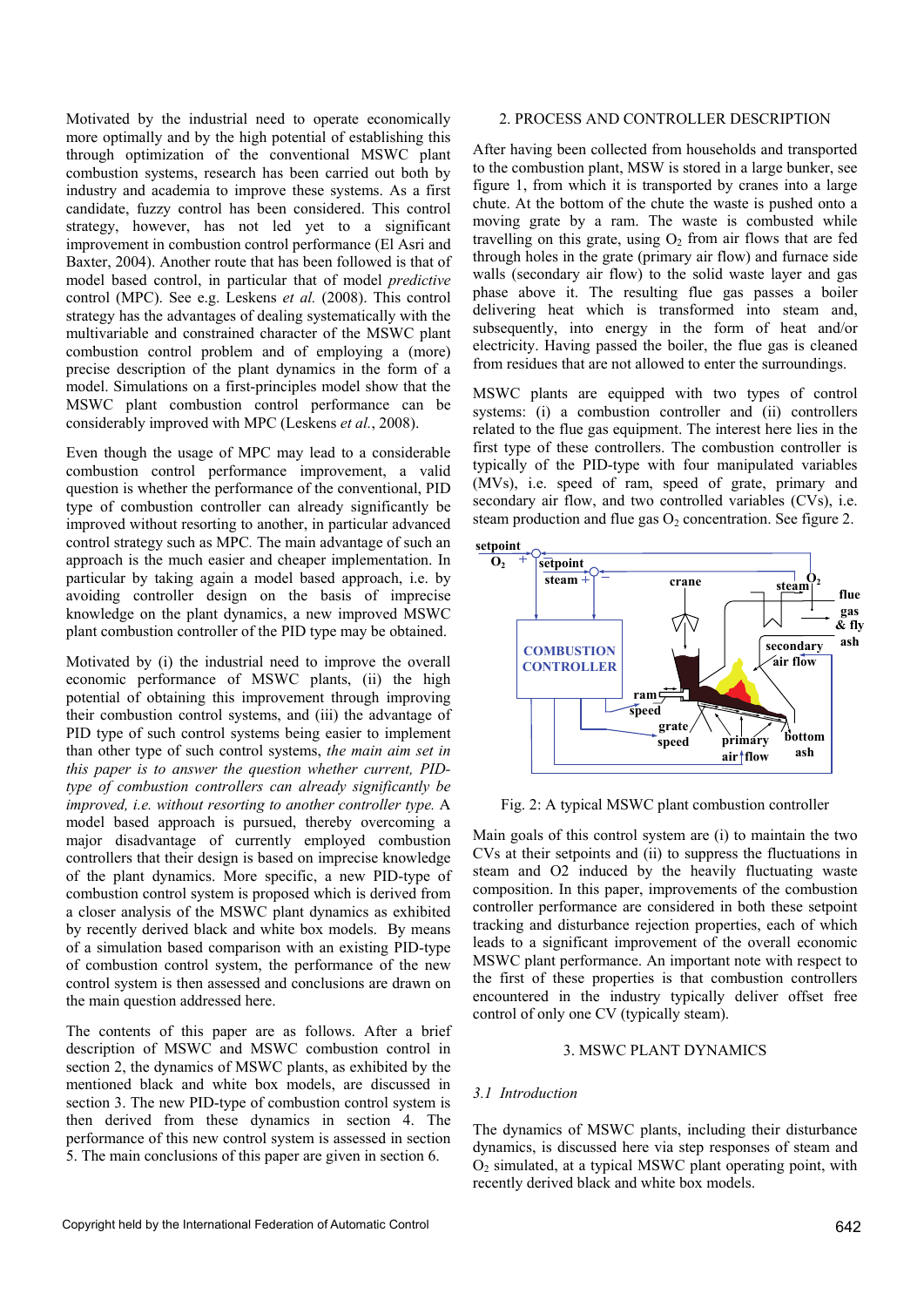Motivated by the industrial need to operate economically more optimally and by the high potential of establishing this through optimization of the conventional MSWC plant combustion systems, research has been carried out both by industry and academia to improve these systems. As a first candidate, fuzzy control has been considered. This control strategy, however, has not led yet to a significant improvement in combustion control performance (El Asri and Baxter, 2004). Another route that has been followed is that of model based control, in particular that of model *predictive* control (MPC). See e.g. Leskens *et al.* (2008). This control strategy has the advantages of dealing systematically with the multivariable and constrained character of the MSWC plant combustion control problem and of employing a (more) precise description of the plant dynamics in the form of a model. Simulations on a first-principles model show that the MSWC plant combustion control performance can be considerably improved with MPC (Leskens *et al.*, 2008).

Even though the usage of MPC may lead to a considerable combustion control performance improvement, a valid question is whether the performance of the conventional, PID type of combustion controller can already significantly be improved without resorting to another, in particular advanced control strategy such as MPC. The main advantage of such an approach is the much easier and cheaper implementation. In particular by taking again a model based approach, i.e. by avoiding controller design on the basis of imprecise knowledge on the plant dynamics, a new improved MSWC plant combustion controller of the PID type may be obtained.

Motivated by (i) the industrial need to improve the overall economic performance of MSWC plants, (ii) the high potential of obtaining this improvement through improving their combustion control systems, and (iii) the advantage of PID type of such control systems being easier to implement than other type of such control systems, *the main aim set in this paper is to answer the question whether current, PID-type of combustion controllers can already significantly be improved, i.e. without resorting to another controller type.* A model based approach is pursued, thereby overcoming a major disadvantage of currently employed combustion controllers that their design is based on imprecise knowledge of the plant dynamics. More specific, a new PID-type of combustion control system is proposed which is derived from a closer analysis of the MSWC plant dynamics as exhibited by recently derived black and white box models. By means of a simulation based comparison with an existing PID-type of combustion control system, the performance of the new control system is then assessed and conclusions are drawn on the main question addressed here.

The contents of this paper are as follows. After a brief description of MSWC and MSWC combustion control in section 2, the dynamics of MSWC plants, as exhibited by the mentioned black and white box models, are discussed in section 3. The new PID-type of combustion control system is then derived from these dynamics in section 4. The performance of this new control system is assessed in section 5. The main conclusions of this paper are given in section 6.

## 2. PROCESS AND CONTROLLER DESCRIPTION

After having been collected from households and transported to the combustion plant, MSW is stored in a large bunker, see figure 1, from which it is transported by cranes into a large chute. At the bottom of the chute the waste is pushed onto a moving grate by a ram. The waste is combusted while travelling on this grate, using $O_2$ from air flows that are fed through holes in the grate (primary air flow) and furnace side walls (secondary air flow) to the solid waste layer and gas phase above it. The resulting flue gas passes a boiler delivering heat which is transformed into steam and, subsequently, into energy in the form of heat and/or electricity. Having passed the boiler, the flue gas is cleaned from residues that are not allowed to enter the surroundings.

MSWC plants are equipped with two types of control systems: (i) a combustion controller and (ii) controllers related to the flue gas equipment. The interest here lies in the first type of these controllers. The combustion controller is typically of the PID-type with four manipulated variables (MVs), i.e. speed of ram, speed of grate, primary and secondary air flow, and two controlled variables (CVs), i.e. steam production and flue gas $O_2$ concentration. See figure 2.

Fig. 2: A typical MSWC plant combustion controller

Main goals of this control system are (i) to maintain the two CVs at their setpoints and (ii) to suppress the fluctuations in steam and O2 induced by the heavily fluctuating waste composition. In this paper, improvements of the combustion controller performance are considered in both these setpoint tracking and disturbance rejection properties, each of which leads to a significant improvement of the overall economic MSWC plant performance. An important note with respect to the first of these properties is that combustion controllers encountered in the industry typically deliver offset free control of only one CV (typically steam).

## 3. MSWC PLANT DYNAMICS

### *3.1 Introduction*

The dynamics of MSWC plants, including their disturbance dynamics, is discussed here via step responses of steam and $O_2$ simulated, at a typical MSWC plant operating point, with recently derived black and white box models.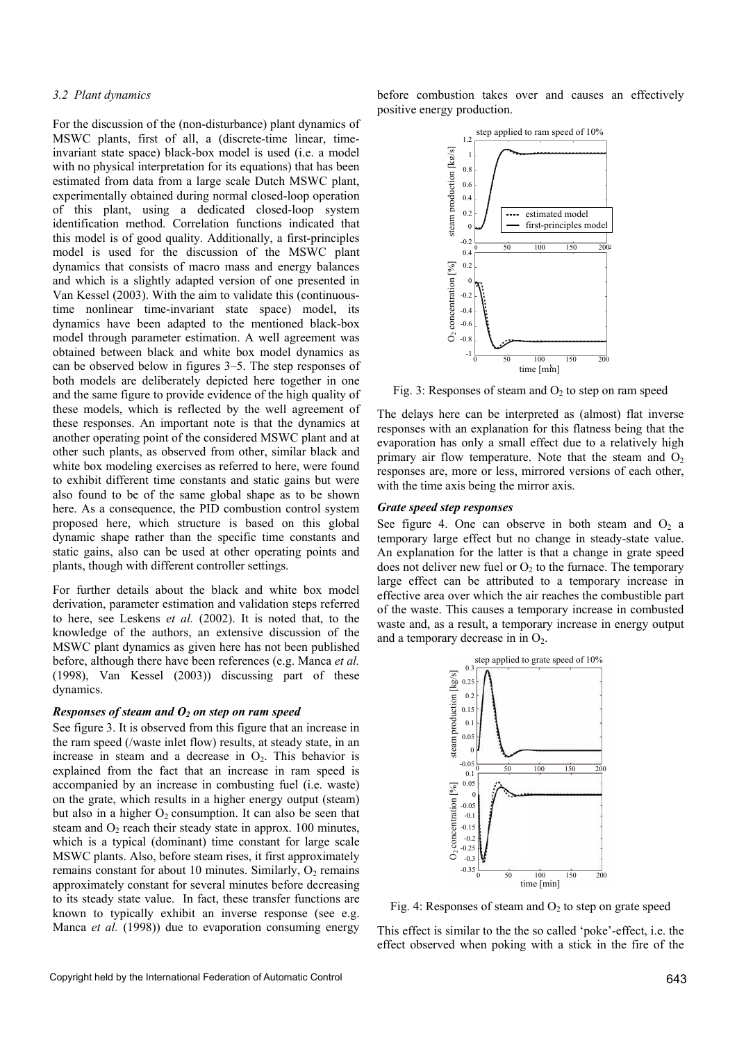### 3.2 Plant dynamics

For the discussion of the (non-disturbance) plant dynamics of MSWC plants, first of all, a (discrete-time linear, time-invariant state space) black-box model is used (i.e. a model with no physical interpretation for its equations) that has been estimated from data from a large scale Dutch MSWC plant, experimentally obtained during normal closed-loop operation of this plant, using a dedicated closed-loop system identification method. Correlation functions indicated that this model is of good quality. Additionally, a first-principles model is used for the discussion of the MSWC plant dynamics that consists of macro mass and energy balances and which is a slightly adapted version of one presented in Van Kessel (2003). With the aim to validate this (continuous-time nonlinear time-invariant state space) model, its dynamics have been adapted to the mentioned black-box model through parameter estimation. A well agreement was obtained between black and white box model dynamics as can be observed below in figures 3–5. The step responses of both models are deliberately depicted here together in one and the same figure to provide evidence of the high quality of these models, which is reflected by the well agreement of these responses. An important note is that the dynamics at another operating point of the considered MSWC plant and at other such plants, as observed from other, similar black and white box modeling exercises as referred to here, were found to exhibit different time constants and static gains but were also found to be of the same global shape as to be shown here. As a consequence, the PID combustion control system proposed here, which structure is based on this global dynamic shape rather than the specific time constants and static gains, also can be used at other operating points and plants, though with different controller settings.

For further details about the black and white box model derivation, parameter estimation and validation steps referred to here, see Leskens *et al.* (2002). It is noted that, to the knowledge of the authors, an extensive discussion of the MSWC plant dynamics as given here has not been published before, although there have been references (e.g. Manca *et al.* (1998), Van Kessel (2003)) discussing part of these dynamics.

***Responses of steam and $O_2$ on step on ram speed***

See figure 3. It is observed from this figure that an increase in the ram speed (/waste inlet flow) results, at steady state, in an increase in steam and a decrease in $O_2$. This behavior is explained from the fact that an increase in ram speed is accompanied by an increase in combusting fuel (i.e. waste) on the grate, which results in a higher energy output (steam) but also in a higher $O_2$ consumption. It can also be seen that steam and $O_2$ reach their steady state in approx. 100 minutes, which is a typical (dominant) time constant for large scale MSWC plants. Also, before steam rises, it first approximately remains constant for about 10 minutes. Similarly, $O_2$ remains approximately constant for several minutes before decreasing to its steady state value. In fact, these transfer functions are known to typically exhibit an inverse response (see e.g. Manca *et al.* (1998)) due to evaporation consuming energy before combustion takes over and causes an effectively positive energy production.

Fig. 3: Responses of steam and $O_2$ to step on ram speed

The delays here can be interpreted as (almost) flat inverse responses with an explanation for this flatness being that the evaporation has only a small effect due to a relatively high primary air flow temperature. Note that the steam and $O_2$ responses are, more or less, mirrored versions of each other, with the time axis being the mirror axis.

***Grate speed step responses***

See figure 4. One can observe in both steam and $O_2$ a temporary large effect but no change in steady-state value. An explanation for the latter is that a change in grate speed does not deliver new fuel or $O_2$ to the furnace. The temporary large effect can be attributed to a temporary increase in effective area over which the air reaches the combustible part of the waste. This causes a temporary increase in combusted waste and, as a result, a temporary increase in energy output and a temporary decrease in in $O_2$.

Fig. 4: Responses of steam and $O_2$ to step on grate speed

This effect is similar to the the so called 'poke'-effect, i.e. the effect observed when poking with a stick in the fire of the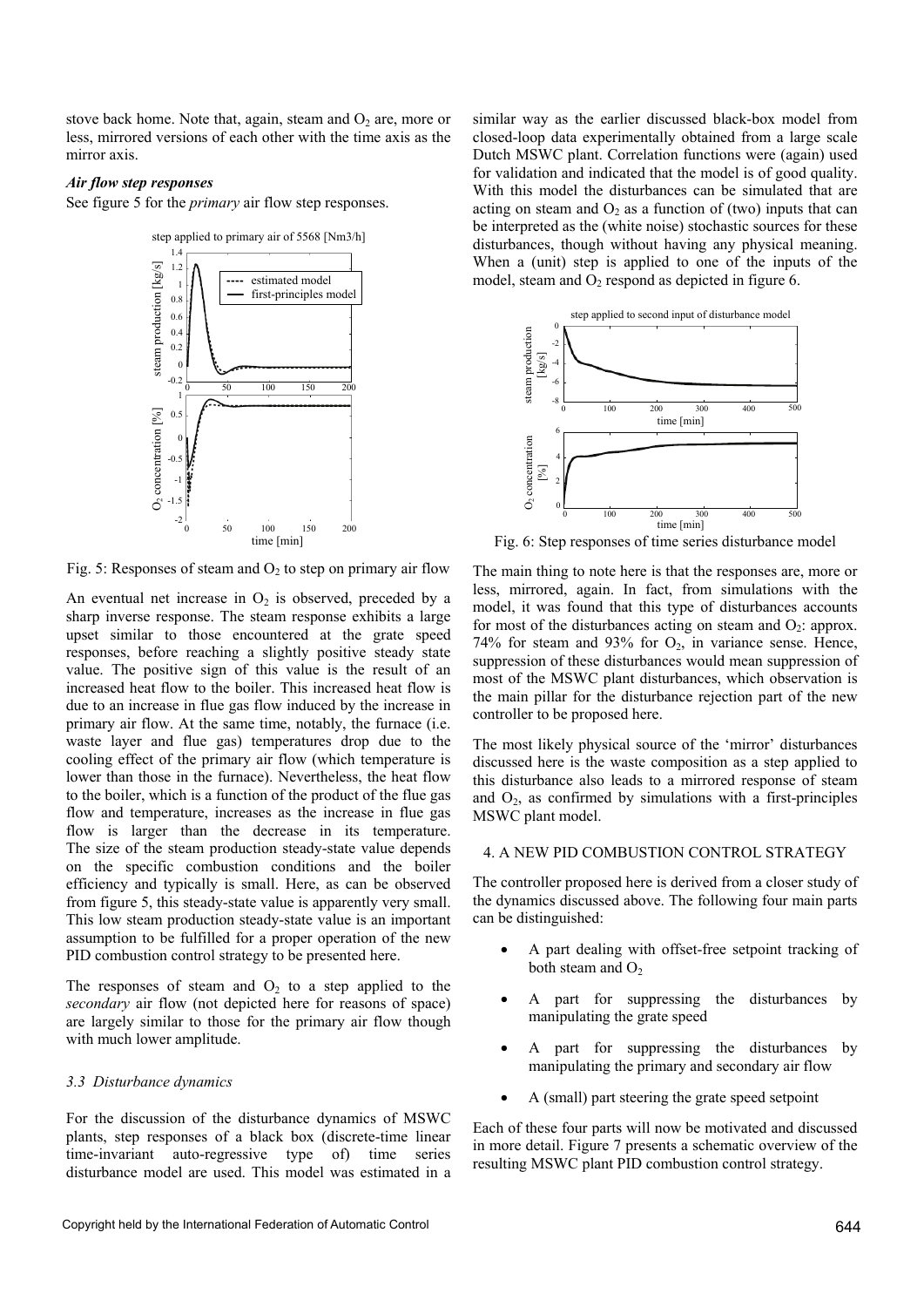stove back home. Note that, again, steam and $O_2$ are, more or less, mirrored versions of each other with the time axis as the mirror axis.

***Air flow step responses***

See figure 5 for the *primary* air flow step responses.

Fig. 5: Responses of steam and $O_2$ to step on primary air flow

An eventual net increase in $O_2$ is observed, preceded by a sharp inverse response. The steam response exhibits a large upset similar to those encountered at the grate speed responses, before reaching a slightly positive steady state value. The positive sign of this value is the result of an increased heat flow to the boiler. This increased heat flow is due to an increase in flue gas flow induced by the increase in primary air flow. At the same time, notably, the furnace (i.e. waste layer and flue gas) temperatures drop due to the cooling effect of the primary air flow (which temperature is lower than those in the furnace). Nevertheless, the heat flow to the boiler, which is a function of the product of the flue gas flow and temperature, increases as the increase in flue gas flow is larger than the decrease in its temperature. The size of the steam production steady-state value depends on the specific combustion conditions and the boiler efficiency and typically is small. Here, as can be observed from figure 5, this steady-state value is apparently very small. This low steam production steady-state value is an important assumption to be fulfilled for a proper operation of the new PID combustion control strategy to be presented here.

The responses of steam and $O_2$ to a step applied to the *secondary* air flow (not depicted here for reasons of space) are largely similar to those for the primary air flow though with much lower amplitude.

### *3.3 Disturbance dynamics*

For the discussion of the disturbance dynamics of MSWC plants, step responses of a black box (discrete-time linear time-invariant auto-regressive type of) time series disturbance model are used. This model was estimated in a similar way as the earlier discussed black-box model from closed-loop data experimentally obtained from a large scale Dutch MSWC plant. Correlation functions were (again) used for validation and indicated that the model is of good quality. With this model the disturbances can be simulated that are acting on steam and $O_2$ as a function of (two) inputs that can be interpreted as the (white noise) stochastic sources for these disturbances, though without having any physical meaning. When a (unit) step is applied to one of the inputs of the model, steam and $O_2$ respond as depicted in figure 6.

Fig. 6: Step responses of time series disturbance model

The main thing to note here is that the responses are, more or less, mirrored, again. In fact, from simulations with the model, it was found that this type of disturbances accounts for most of the disturbances acting on steam and $O_2$: approx. 74% for steam and 93% for $O_2$, in variance sense. Hence, suppression of these disturbances would mean suppression of most of the MSWC plant disturbances, which observation is the main pillar for the disturbance rejection part of the new controller to be proposed here.

The most likely physical source of the 'mirror' disturbances discussed here is the waste composition as a step applied to this disturbance also leads to a mirrored response of steam and $O_2$, as confirmed by simulations with a first-principles MSWC plant model.

## 4. A NEW PID COMBUSTION CONTROL STRATEGY

The controller proposed here is derived from a closer study of the dynamics discussed above. The following four main parts can be distinguished:

- A part dealing with offset-free setpoint tracking of both steam and $O_2$
- A part for suppressing the disturbances by manipulating the grate speed
- A part for suppressing the disturbances by manipulating the primary and secondary air flow
- A (small) part steering the grate speed setpoint

Each of these four parts will now be motivated and discussed in more detail. Figure 7 presents a schematic overview of the resulting MSWC plant PID combustion control strategy.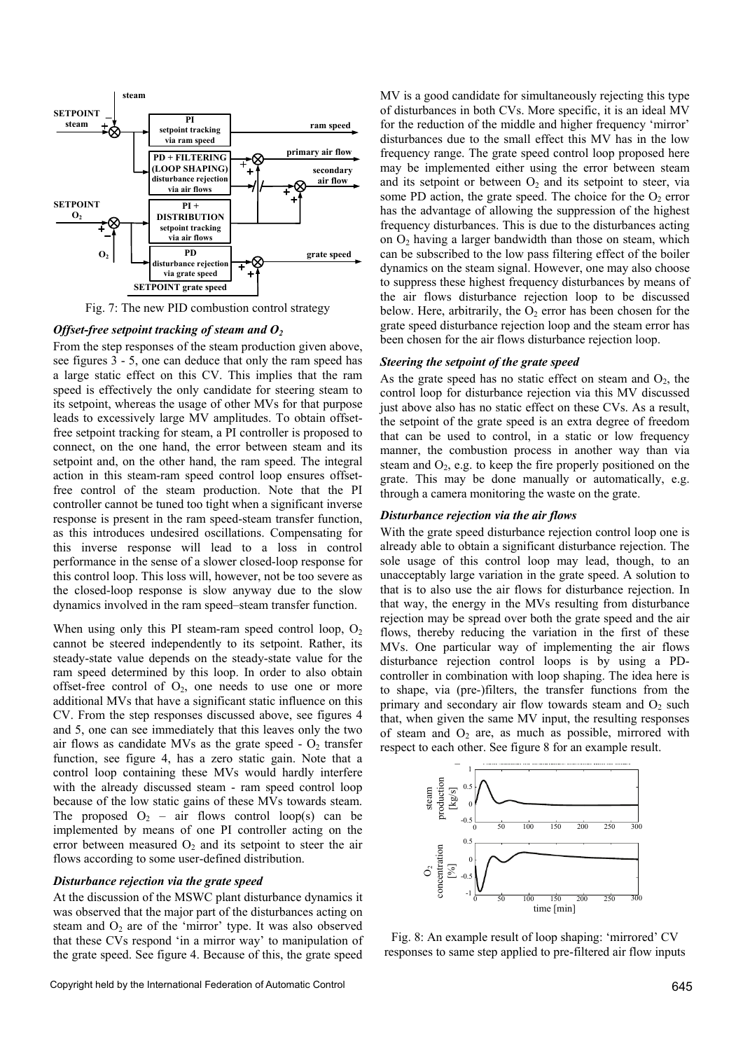Fig. 7: The new PID combustion control strategy

### *Offset-free setpoint tracking of steam and $O_2$*

From the step responses of the steam production given above, see figures 3 - 5, one can deduce that only the ram speed has a large static effect on this CV. This implies that the ram speed is effectively the only candidate for steering steam to its setpoint, whereas the usage of other MVs for that purpose leads to excessively large MV amplitudes. To obtain offset-free setpoint tracking for steam, a PI controller is proposed to connect, on the one hand, the error between steam and its setpoint and, on the other hand, the ram speed. The integral action in this steam-ram speed control loop ensures offset-free control of the steam production. Note that the PI controller cannot be tuned too tight when a significant inverse response is present in the ram speed-steam transfer function, as this introduces undesired oscillations. Compensating for this inverse response will lead to a loss in control performance in the sense of a slower closed-loop response for this control loop. This loss will, however, not be too severe as the closed-loop response is slow anyway due to the slow dynamics involved in the ram speed–steam transfer function.

When using only this PI steam-ram speed control loop, $O_2$ cannot be steered independently to its setpoint. Rather, its steady-state value depends on the steady-state value for the ram speed determined by this loop. In order to also obtain offset-free control of $O_2$, one needs to use one or more additional MVs that have a significant static influence on this CV. From the step responses discussed above, see figures 4 and 5, one can see immediately that this leaves only the two air flows as candidate MVs as the grate speed - $O_2$ transfer function, see figure 4, has a zero static gain. Note that a control loop containing these MVs would hardly interfere with the already discussed steam - ram speed control loop because of the low static gains of these MVs towards steam. The proposed $O_2$ – air flows control loop(s) can be implemented by means of one PI controller acting on the error between measured $O_2$ and its setpoint to steer the air flows according to some user-defined distribution.

### *Disturbance rejection via the grate speed*

At the discussion of the MSWC plant disturbance dynamics it was observed that the major part of the disturbances acting on steam and $O_2$ are of the 'mirror' type. It was also observed that these CVs respond 'in a mirror way' to manipulation of the grate speed. See figure 4. Because of this, the grate speed MV is a good candidate for simultaneously rejecting this type of disturbances in both CVs. More specific, it is an ideal MV for the reduction of the middle and higher frequency 'mirror' disturbances due to the small effect this MV has in the low frequency range. The grate speed control loop proposed here may be implemented either using the error between steam and its setpoint or between $O_2$ and its setpoint to steer, via some PD action, the grate speed. The choice for the $O_2$ error has the advantage of allowing the suppression of the highest frequency disturbances. This is due to the disturbances acting on $O_2$ having a larger bandwidth than those on steam, which can be subscribed to the low pass filtering effect of the boiler dynamics on the steam signal. However, one may also choose to suppress these highest frequency disturbances by means of the air flows disturbance rejection loop to be discussed below. Here, arbitrarily, the $O_2$ error has been chosen for the grate speed disturbance rejection loop and the steam error has been chosen for the air flows disturbance rejection loop.

### *Steering the setpoint of the grate speed*

As the grate speed has no static effect on steam and $O_2$, the control loop for disturbance rejection via this MV discussed just above also has no static effect on these CVs. As a result, the setpoint of the grate speed is an extra degree of freedom that can be used to control, in a static or low frequency manner, the combustion process in another way than via steam and $O_2$, e.g. to keep the fire properly positioned on the grate. This may be done manually or automatically, e.g. through a camera monitoring the waste on the grate.

### *Disturbance rejection via the air flows*

With the grate speed disturbance rejection control loop one is already able to obtain a significant disturbance rejection. The sole usage of this control loop may lead, though, to an unacceptably large variation in the grate speed. A solution to that is to also use the air flows for disturbance rejection. In that way, the energy in the MVs resulting from disturbance rejection may be spread over both the grate speed and the air flows, thereby reducing the variation in the first of these MVs. One particular way of implementing the air flows disturbance rejection control loops is by using a PD-controller in combination with loop shaping. The idea here is to shape, via (pre-)filters, the transfer functions from the primary and secondary air flow towards steam and $O_2$ such that, when given the same MV input, the resulting responses of steam and $O_2$ are, as much as possible, mirrored with respect to each other. See figure 8 for an example result.

Fig. 8: An example result of loop shaping: 'mirrored' CV responses to same step applied to pre-filtered air flow inputs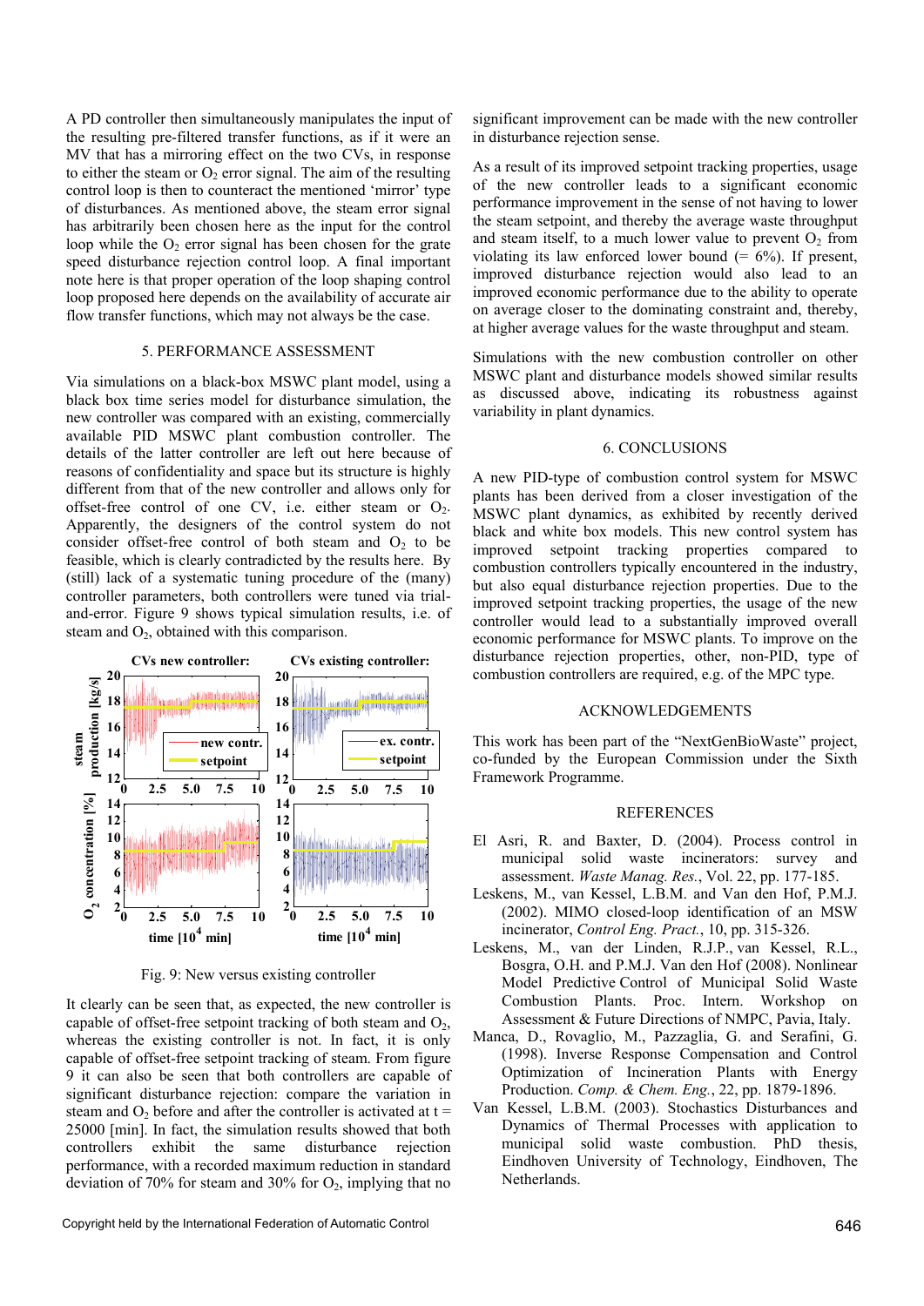A PD controller then simultaneously manipulates the input of the resulting pre-filtered transfer functions, as if it were an MV that has a mirroring effect on the two CVs, in response to either the steam or $O_2$ error signal. The aim of the resulting control loop is then to counteract the mentioned 'mirror' type of disturbances. As mentioned above, the steam error signal has arbitrarily been chosen here as the input for the control loop while the $O_2$ error signal has been chosen for the grate speed disturbance rejection control loop. A final important note here is that proper operation of the loop shaping control loop proposed here depends on the availability of accurate air flow transfer functions, which may not always be the case.

## 5. PERFORMANCE ASSESSMENT

Via simulations on a black-box MSWC plant model, using a black box time series model for disturbance simulation, the new controller was compared with an existing, commercially available PID MSWC plant combustion controller. The details of the latter controller are left out here because of reasons of confidentiality and space but its structure is highly different from that of the new controller and allows only for offset-free control of one CV, i.e. either steam or $O_2$. Apparently, the designers of the control system do not consider offset-free control of both steam and $O_2$ to be feasible, which is clearly contradicted by the results here. By (still) lack of a systematic tuning procedure of the (many) controller parameters, both controllers were tuned via trial-and-error. Figure 9 shows typical simulation results, i.e. of steam and $O_2$, obtained with this comparison.

CVs new controller:
CVs existing controller:
steam production [kg/s]
20 18 16 14 12
new contr.
setpoint
ex. contr.
setpoint
0 2.5 5.0 7.5 10
$O_2$ concentration [%]
14 12 10 8 6 4 2
time [$10^4$ min]

Fig. 9: New versus existing controller

It clearly can be seen that, as expected, the new controller is capable of offset-free setpoint tracking of both steam and $O_2$, whereas the existing controller is not. In fact, it is only capable of offset-free setpoint tracking of steam. From figure 9 it can also be seen that both controllers are capable of significant disturbance rejection: compare the variation in steam and $O_2$ before and after the controller is activated at t = 25000 [min]. In fact, the simulation results showed that both controllers exhibit the same disturbance rejection performance, with a recorded maximum reduction in standard deviation of 70% for steam and 30% for $O_2$, implying that no significant improvement can be made with the new controller in disturbance rejection sense.

As a result of its improved setpoint tracking properties, usage of the new controller leads to a significant economic performance improvement in the sense of not having to lower the steam setpoint, and thereby the average waste throughput and steam itself, to a much lower value to prevent $O_2$ from violating its law enforced lower bound (= 6%). If present, improved disturbance rejection would also lead to an improved economic performance due to the ability to operate on average closer to the dominating constraint and, thereby, at higher average values for the waste throughput and steam.

Simulations with the new combustion controller on other MSWC plant and disturbance models showed similar results as discussed above, indicating its robustness against variability in plant dynamics.

## 6. CONCLUSIONS

A new PID-type of combustion control system for MSWC plants has been derived from a closer investigation of the MSWC plant dynamics, as exhibited by recently derived black and white box models. This new control system has improved setpoint tracking properties compared to combustion controllers typically encountered in the industry, but also equal disturbance rejection properties. Due to the improved setpoint tracking properties, the usage of the new controller would lead to a substantially improved overall economic performance for MSWC plants. To improve on the disturbance rejection properties, other, non-PID, type of combustion controllers are required, e.g. of the MPC type.

## ACKNOWLEDGEMENTS

This work has been part of the "NextGenBioWaste" project, co-funded by the European Commission under the Sixth Framework Programme.

## REFERENCES

El Asri, R. and Baxter, D. (2004). Process control in municipal solid waste incinerators: survey and assessment. *Waste Manag. Res.*, Vol. 22, pp. 177-185.

Leskens, M., van Kessel, L.B.M. and Van den Hof, P.M.J. (2002). MIMO closed-loop identification of an MSW incinerator, *Control Eng. Pract.*, 10, pp. 315-326.

Leskens, M., van der Linden, R.J.P., van Kessel, R.L., Bosgra, O.H. and P.M.J. Van den Hof (2008). Nonlinear Model Predictive Control of Municipal Solid Waste Combustion Plants. Proc. Intern. Workshop on Assessment & Future Directions of NMPC, Pavia, Italy.

Manca, D., Rovaglio, M., Pazzaglia, G. and Serafini, G. (1998). Inverse Response Compensation and Control Optimization of Incineration Plants with Energy Production. *Comp. & Chem. Eng.*, 22, pp. 1879-1896.

Van Kessel, L.B.M. (2003). Stochastics Disturbances and Dynamics of Thermal Processes with application to municipal solid waste combustion. PhD thesis, Eindhoven University of Technology, Eindhoven, The Netherlands.